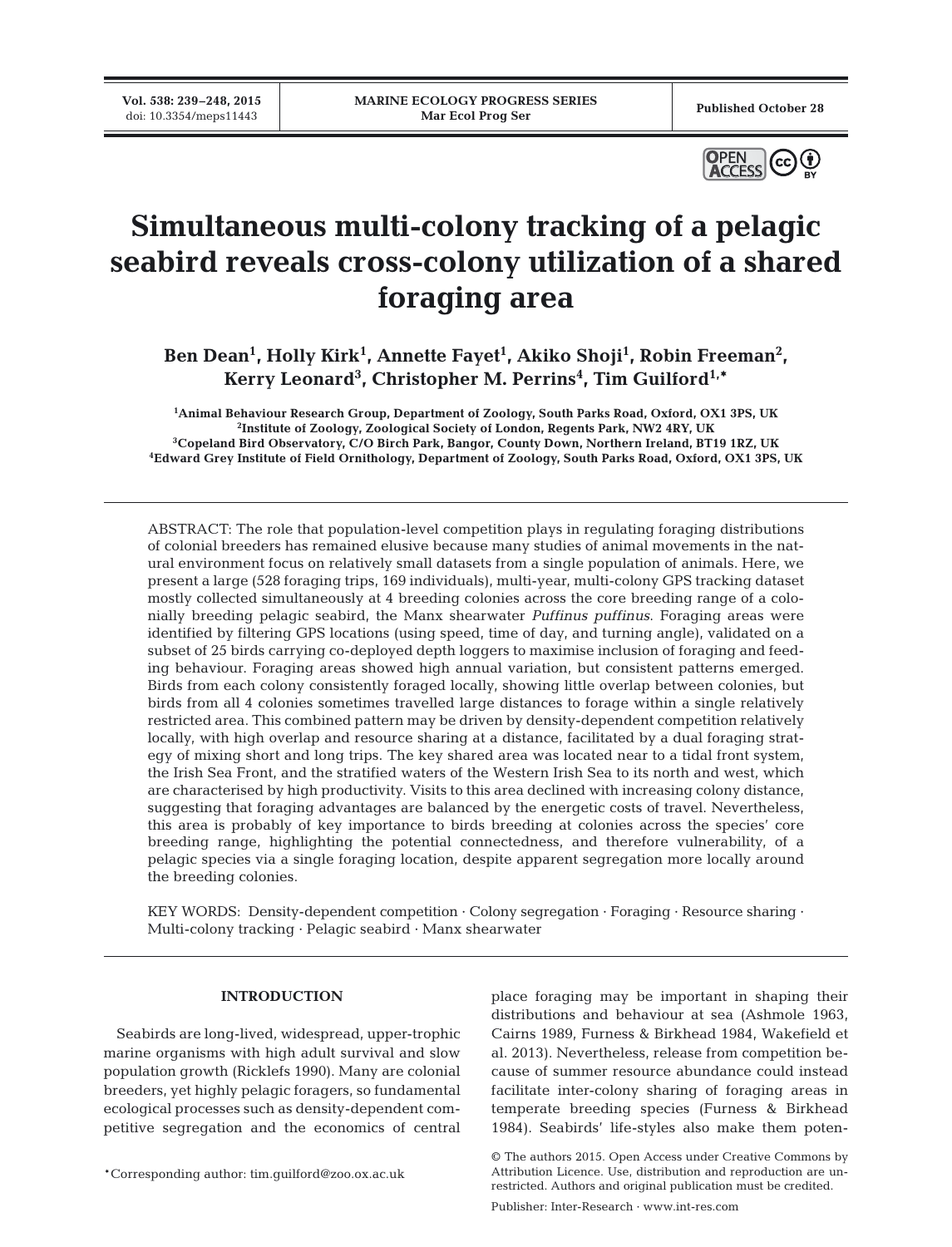# Simultaneous multi-colony tracking of a pelagic seabird reveals cross-colony utilization of a shared foraging area

**Ben Dean[1], Holly Kirk[1], Annette Fayet[1], Akiko Shoji[1], Robin Freeman[2], Kerry Leonard[3], Christopher M. Perrins[4], Tim Guilford[1,*]**

[1]Animal Behaviour Research Group, Department of Zoology, South Parks Road, Oxford, OX1 3PS, UK
[2]Institute of Zoology, Zoological Society of London, Regents Park, NW2 4RY, UK
[3]Copeland Bird Observatory, C/O Birch Park, Bangor, County Down, Northern Ireland, BT19 1RZ, UK
[4]Edward Grey Institute of Field Ornithology, Department of Zoology, South Parks Road, Oxford, OX1 3PS, UK

ABSTRACT: The role that population-level competition plays in regulating foraging distributions of colonial breeders has remained elusive because many studies of animal movements in the natural environment focus on relatively small datasets from a single population of animals. Here, we present a large (528 foraging trips, 169 individuals), multi-year, multi-colony GPS tracking dataset mostly collected simultaneously at 4 breeding colonies across the core breeding range of a colonially breeding pelagic seabird, the Manx shearwater *Puffinus puffinus*. Foraging areas were identified by filtering GPS locations (using speed, time of day, and turning angle), validated on a subset of 25 birds carrying co-deployed depth loggers to maximise inclusion of foraging and feeding behaviour. Foraging areas showed high annual variation, but consistent patterns emerged. Birds from each colony consistently foraged locally, showing little overlap between colonies, but birds from all 4 colonies sometimes travelled large distances to forage within a single relatively restricted area. This combined pattern may be driven by density-dependent competition relatively locally, with high overlap and resource sharing at a distance, facilitated by a dual foraging strategy of mixing short and long trips. The key shared area was located near to a tidal front system, the Irish Sea Front, and the stratified waters of the Western Irish Sea to its north and west, which are characterised by high productivity. Visits to this area declined with increasing colony distance, suggesting that foraging advantages are balanced by the energetic costs of travel. Nevertheless, this area is probably of key importance to birds breeding at colonies across the species' core breeding range, highlighting the potential connectedness, and therefore vulnerability, of a pelagic species via a single foraging location, despite apparent segregation more locally around the breeding colonies.

KEY WORDS: Density-dependent competition · Colony segregation · Foraging · Resource sharing · Multi-colony tracking · Pelagic seabird · Manx shearwater

## INTRODUCTION

Seabirds are long-lived, widespread, upper-trophic marine organisms with high adult survival and slow population growth (Ricklefs 1990). Many are colonial breeders, yet highly pelagic foragers, so fundamental ecological processes such as density-dependent competitive segregation and the economics of central place foraging may be important in shaping their distributions and behaviour at sea (Ashmole 1963, Cairns 1989, Furness & Birkhead 1984, Wakefield et al. 2013). Nevertheless, release from competition because of summer resource abundance could instead facilitate inter-colony sharing of foraging areas in temperate breeding species (Furness & Birkhead 1984). Seabirds' life-styles also make them poten-

*Corresponding author: tim.guilford@zoo.ox.ac.uk

© The authors 2015. Open Access under Creative Commons by Attribution Licence. Use, distribution and reproduction are unrestricted. Authors and original publication must be credited.

Publisher: Inter-Research · www.int-res.com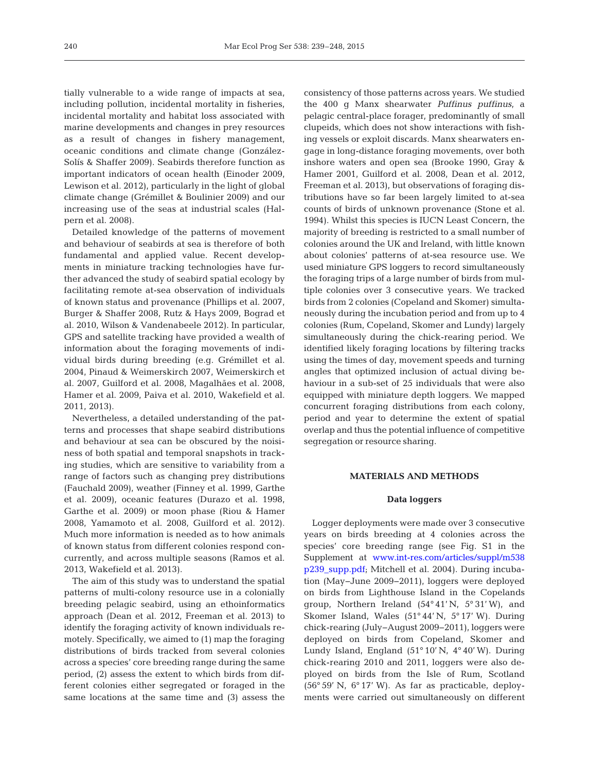tially vulnerable to a wide range of impacts at sea, including pollution, incidental mortality in fisheries, incidental mortality and habitat loss associated with marine developments and changes in prey resources as a result of changes in fishery management, oceanic conditions and climate change (González-Solís & Shaffer 2009). Seabirds therefore function as important indicators of ocean health (Einoder 2009, Lewison et al. 2012), particularly in the light of global climate change (Grémillet & Boulinier 2009) and our increasing use of the seas at industrial scales (Halpern et al. 2008).

Detailed knowledge of the patterns of movement and behaviour of seabirds at sea is therefore of both fundamental and applied value. Recent developments in miniature tracking technologies have further advanced the study of seabird spatial ecology by facilitating remote at-sea observation of individuals of known status and provenance (Phillips et al. 2007, Burger & Shaffer 2008, Rutz & Hays 2009, Bograd et al. 2010, Wilson & Vandenabeele 2012). In particular, GPS and satellite tracking have provided a wealth of information about the foraging movements of individual birds during breeding (e.g. Grémillet et al. 2004, Pinaud & Weimerskirch 2007, Weimerskirch et al. 2007, Guilford et al. 2008, Magalhães et al. 2008, Hamer et al. 2009, Paiva et al. 2010, Wakefield et al. 2011, 2013).

Nevertheless, a detailed understanding of the patterns and processes that shape seabird distributions and behaviour at sea can be obscured by the noisiness of both spatial and temporal snapshots in tracking studies, which are sensitive to variability from a range of factors such as changing prey distributions (Fauchald 2009), weather (Finney et al. 1999, Garthe et al. 2009), oceanic features (Durazo et al. 1998, Garthe et al. 2009) or moon phase (Riou & Hamer 2008, Yamamoto et al. 2008, Guilford et al. 2012). Much more information is needed as to how animals of known status from different colonies respond concurrently, and across multiple seasons (Ramos et al. 2013, Wakefield et al. 2013).

The aim of this study was to understand the spatial patterns of multi-colony resource use in a colonially breeding pelagic seabird, using an ethoinformatics approach (Dean et al. 2012, Freeman et al. 2013) to identify the foraging activity of known individuals remotely. Specifically, we aimed to (1) map the foraging distributions of birds tracked from several colonies across a species' core breeding range during the same period, (2) assess the extent to which birds from different colonies either segregated or foraged in the same locations at the same time and (3) assess the consistency of those patterns across years. We studied the 400 g Manx shearwater *Puffinus puffinus*, a pelagic central-place forager, predominantly of small clupeids, which does not show interactions with fishing vessels or exploit discards. Manx shearwaters engage in long-distance foraging movements, over both inshore waters and open sea (Brooke 1990, Gray & Hamer 2001, Guilford et al. 2008, Dean et al. 2012, Freeman et al. 2013), but observations of foraging distributions have so far been largely limited to at-sea counts of birds of unknown provenance (Stone et al. 1994). Whilst this species is IUCN Least Concern, the majority of breeding is restricted to a small number of colonies around the UK and Ireland, with little known about colonies' patterns of at-sea resource use. We used miniature GPS loggers to record simultaneously the foraging trips of a large number of birds from multiple colonies over 3 consecutive years. We tracked birds from 2 colonies (Copeland and Skomer) simultaneously during the incubation period and from up to 4 colonies (Rum, Copeland, Skomer and Lundy) largely simultaneously during the chick-rearing period. We identified likely foraging locations by filtering tracks using the times of day, movement speeds and turning angles that optimized inclusion of actual diving behaviour in a sub-set of 25 individuals that were also equipped with miniature depth loggers. We mapped concurrent foraging distributions from each colony, period and year to determine the extent of spatial overlap and thus the potential influence of competitive segregation or resource sharing.

## MATERIALS AND METHODS

### Data loggers

Logger deployments were made over 3 consecutive years on birds breeding at 4 colonies across the species' core breeding range (see Fig. S1 in the Supplement at www.int-res.com/articles/suppl/m538p239_supp.pdf; Mitchell et al. 2004). During incubation (May–June 2009–2011), loggers were deployed on birds from Lighthouse Island in the Copelands group, Northern Ireland (54° 41′ N, 5° 31′ W), and Skomer Island, Wales (51° 44′ N, 5° 17′ W). During chick-rearing (July–August 2009–2011), loggers were deployed on birds from Copeland, Skomer and Lundy Island, England (51° 10′ N, 4° 40′ W). During chick-rearing 2010 and 2011, loggers were also deployed on birds from the Isle of Rum, Scotland (56° 59′ N, 6° 17′ W). As far as practicable, deployments were carried out simultaneously on different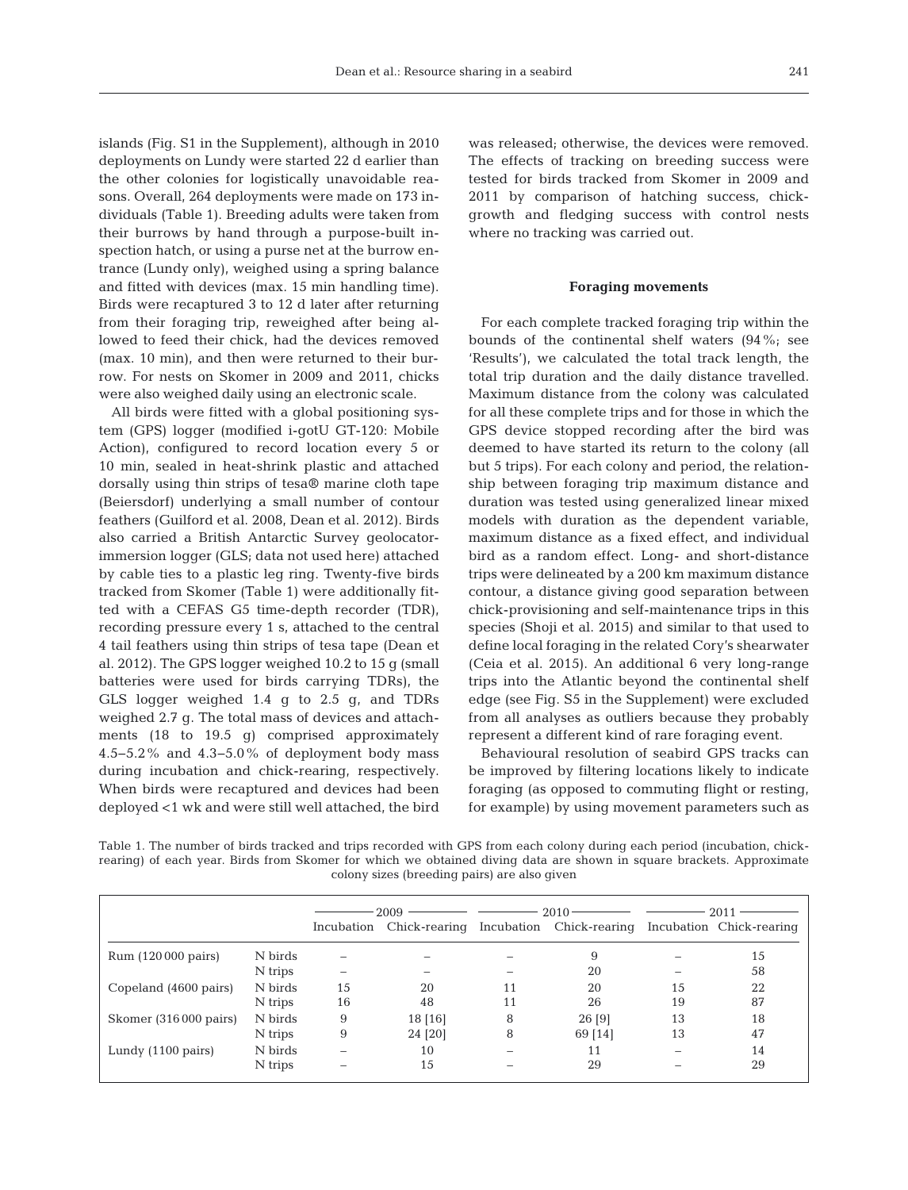islands (Fig. S1 in the Supplement), although in 2010 deployments on Lundy were started 22 d earlier than the other colonies for logistically unavoidable reasons. Overall, 264 deployments were made on 173 individuals (Table 1). Breeding adults were taken from their burrows by hand through a purpose-built inspection hatch, or using a purse net at the burrow entrance (Lundy only), weighed using a spring balance and fitted with devices (max. 15 min handling time). Birds were recaptured 3 to 12 d later after returning from their foraging trip, reweighed after being allowed to feed their chick, had the devices removed (max. 10 min), and then were returned to their burrow. For nests on Skomer in 2009 and 2011, chicks were also weighed daily using an electronic scale.

All birds were fitted with a global positioning system (GPS) logger (modified i-gotU GT-120: Mobile Action), configured to record location every 5 or 10 min, sealed in heat-shrink plastic and attached dorsally using thin strips of tesa® marine cloth tape (Beiersdorf) underlying a small number of contour feathers (Guilford et al. 2008, Dean et al. 2012). Birds also carried a British Antarctic Survey geolocator-immersion logger (GLS; data not used here) attached by cable ties to a plastic leg ring. Twenty-five birds tracked from Skomer (Table 1) were additionally fitted with a CEFAS G5 time-depth recorder (TDR), recording pressure every 1 s, attached to the central 4 tail feathers using thin strips of tesa tape (Dean et al. 2012). The GPS logger weighed 10.2 to 15 g (small batteries were used for birds carrying TDRs), the GLS logger weighed 1.4 g to 2.5 g, and TDRs weighed 2.7 g. The total mass of devices and attachments (18 to 19.5 g) comprised approximately 4.5–5.2% and 4.3–5.0% of deployment body mass during incubation and chick-rearing, respectively. When birds were recaptured and devices had been deployed <1 wk and were still well attached, the bird was released; otherwise, the devices were removed. The effects of tracking on breeding success were tested for birds tracked from Skomer in 2009 and 2011 by comparison of hatching success, chick-growth and fledging success with control nests where no tracking was carried out.

### Foraging movements

For each complete tracked foraging trip within the bounds of the continental shelf waters (94%; see 'Results'), we calculated the total track length, the total trip duration and the daily distance travelled. Maximum distance from the colony was calculated for all these complete trips and for those in which the GPS device stopped recording after the bird was deemed to have started its return to the colony (all but 5 trips). For each colony and period, the relationship between foraging trip maximum distance and duration was tested using generalized linear mixed models with duration as the dependent variable, maximum distance as a fixed effect, and individual bird as a random effect. Long- and short-distance trips were delineated by a 200 km maximum distance contour, a distance giving good separation between chick-provisioning and self-maintenance trips in this species (Shoji et al. 2015) and similar to that used to define local foraging in the related Cory's shearwater (Ceia et al. 2015). An additional 6 very long-range trips into the Atlantic beyond the continental shelf edge (see Fig. S5 in the Supplement) were excluded from all analyses as outliers because they probably represent a different kind of rare foraging event.

Behavioural resolution of seabird GPS tracks can be improved by filtering locations likely to indicate foraging (as opposed to commuting flight or resting, for example) by using movement parameters such as

Table 1. The number of birds tracked and trips recorded with GPS from each colony during each period (incubation, chick-rearing) of each year. Birds from Skomer for which we obtained diving data are shown in square brackets. Approximate colony sizes (breeding pairs) are also given

| | | 2009 | | 2010 | | 2011 | |
|---|---|---|---|---|---|---|---|
| | | Incubation | Chick-rearing | Incubation | Chick-rearing | Incubation | Chick-rearing |
| Rum (120 000 pairs) | N birds | – | – | – | 9 | – | 15 |
| | N trips | – | – | – | 20 | – | 58 |
| Copeland (4600 pairs) | N birds | 15 | 20 | 11 | 20 | 15 | 22 |
| | N trips | 16 | 48 | 11 | 26 | 19 | 87 |
| Skomer (316 000 pairs) | N birds | 9 | 18 [16] | 8 | 26 [9] | 13 | 18 |
| | N trips | 9 | 24 [20] | 8 | 69 [14] | 13 | 47 |
| Lundy (1100 pairs) | N birds | – | 10 | – | 11 | – | 14 |
| | N trips | – | 15 | – | 29 | – | 29 |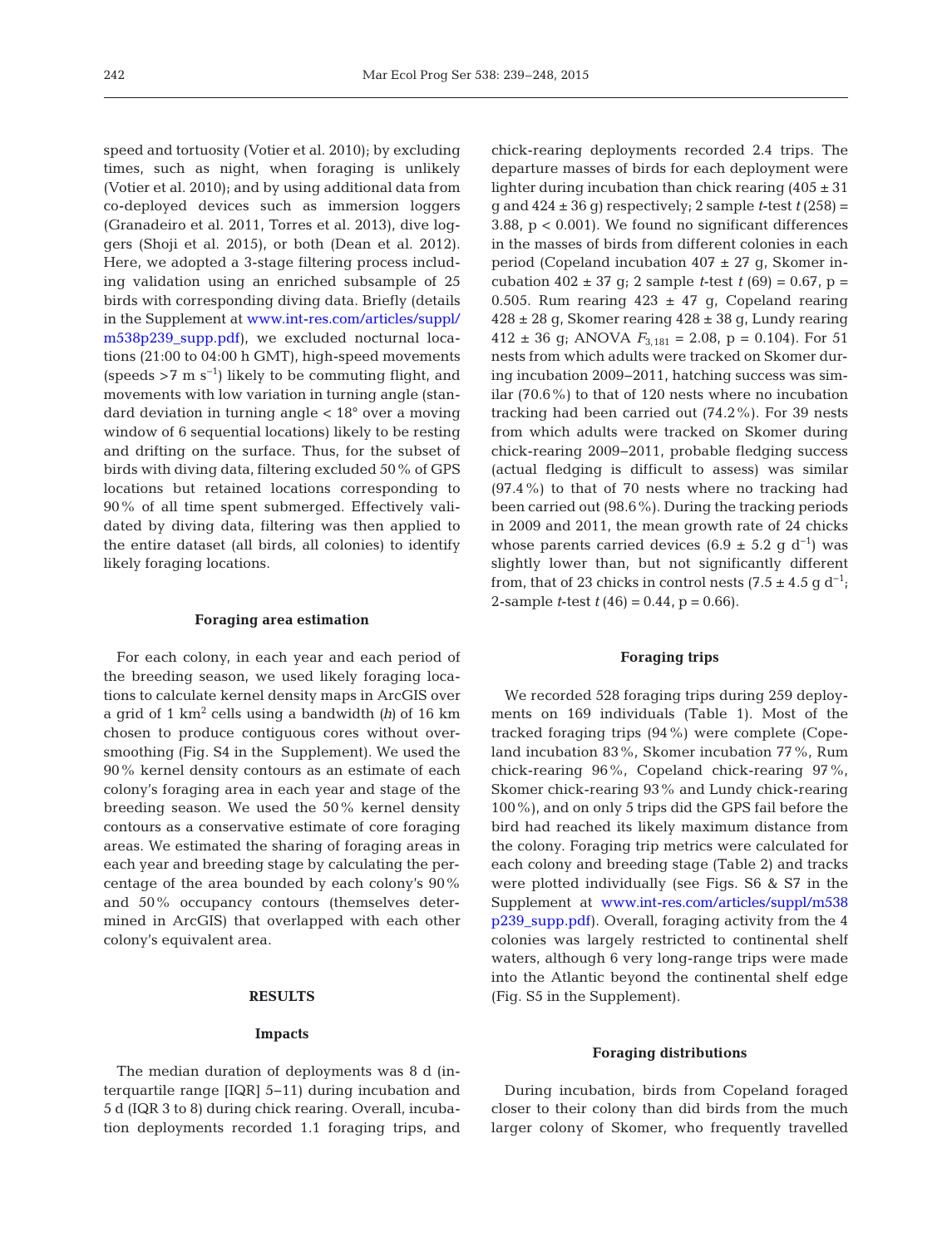speed and tortuosity (Votier et al. 2010); by excluding times, such as night, when foraging is unlikely (Votier et al. 2010); and by using additional data from co-deployed devices such as immersion loggers (Granadeiro et al. 2011, Torres et al. 2013), dive loggers (Shoji et al. 2015), or both (Dean et al. 2012). Here, we adopted a 3-stage filtering process including validation using an enriched subsample of 25 birds with corresponding diving data. Briefly (details in the Supplement at www.int-res.com/articles/suppl/m538p239_supp.pdf), we excluded nocturnal locations (21:00 to 04:00 h GMT), high-speed movements (speeds >7 m $s^{-1}$) likely to be commuting flight, and movements with low variation in turning angle (standard deviation in turning angle < 18° over a moving window of 6 sequential locations) likely to be resting and drifting on the surface. Thus, for the subset of birds with diving data, filtering excluded 50% of GPS locations but retained locations corresponding to 90% of all time spent submerged. Effectively validated by diving data, filtering was then applied to the entire dataset (all birds, all colonies) to identify likely foraging locations.

### Foraging area estimation

For each colony, in each year and each period of the breeding season, we used likely foraging locations to calculate kernel density maps in ArcGIS over a grid of 1 $km^2$ cells using a bandwidth (*h*) of 16 km chosen to produce contiguous cores without oversmoothing (Fig. S4 in the Supplement). We used the 90% kernel density contours as an estimate of each colony's foraging area in each year and stage of the breeding season. We used the 50% kernel density contours as a conservative estimate of core foraging areas. We estimated the sharing of foraging areas in each year and breeding stage by calculating the percentage of the area bounded by each colony's 90% and 50% occupancy contours (themselves determined in ArcGIS) that overlapped with each other colony's equivalent area.

## RESULTS

### Impacts

The median duration of deployments was 8 d (interquartile range [IQR] 5–11) during incubation and 5 d (IQR 3 to 8) during chick rearing. Overall, incubation deployments recorded 1.1 foraging trips, and chick-rearing deployments recorded 2.4 trips. The departure masses of birds for each deployment were lighter during incubation than chick rearing (405 ± 31 g and 424 ± 36 g) respectively; 2 sample *t*-test $t(258) = 3.88$, $p < 0.001$). We found no significant differences in the masses of birds from different colonies in each period (Copeland incubation 407 ± 27 g, Skomer incubation 402 ± 37 g; 2 sample *t*-test $t(69) = 0.67$, $p = 0.505$. Rum rearing 423 ± 47 g, Copeland rearing 428 ± 28 g, Skomer rearing 428 ± 38 g, Lundy rearing 412 ± 36 g; ANOVA $F_{3,181} = 2.08$, $p = 0.104$). For 51 nests from which adults were tracked on Skomer during incubation 2009–2011, hatching success was similar (70.6%) to that of 120 nests where no incubation tracking had been carried out (74.2%). For 39 nests from which adults were tracked on Skomer during chick-rearing 2009–2011, probable fledging success (actual fledging is difficult to assess) was similar (97.4%) to that of 70 nests where no tracking had been carried out (98.6%). During the tracking periods in 2009 and 2011, the mean growth rate of 24 chicks whose parents carried devices (6.9 ± 5.2 g $d^{-1}$) was slightly lower than, but not significantly different from, that of 23 chicks in control nests (7.5 ± 4.5 g $d^{-1}$; 2-sample *t*-test $t(46) = 0.44$, $p = 0.66$).

### Foraging trips

We recorded 528 foraging trips during 259 deployments on 169 individuals (Table 1). Most of the tracked foraging trips (94%) were complete (Copeland incubation 83%, Skomer incubation 77%, Rum chick-rearing 96%, Copeland chick-rearing 97%, Skomer chick-rearing 93% and Lundy chick-rearing 100%), and on only 5 trips did the GPS fail before the bird had reached its likely maximum distance from the colony. Foraging trip metrics were calculated for each colony and breeding stage (Table 2) and tracks were plotted individually (see Figs. S6 & S7 in the Supplement at www.int-res.com/articles/suppl/m538p239_supp.pdf). Overall, foraging activity from the 4 colonies was largely restricted to continental shelf waters, although 6 very long-range trips were made into the Atlantic beyond the continental shelf edge (Fig. S5 in the Supplement).

### Foraging distributions

During incubation, birds from Copeland foraged closer to their colony than did birds from the much larger colony of Skomer, who frequently travelled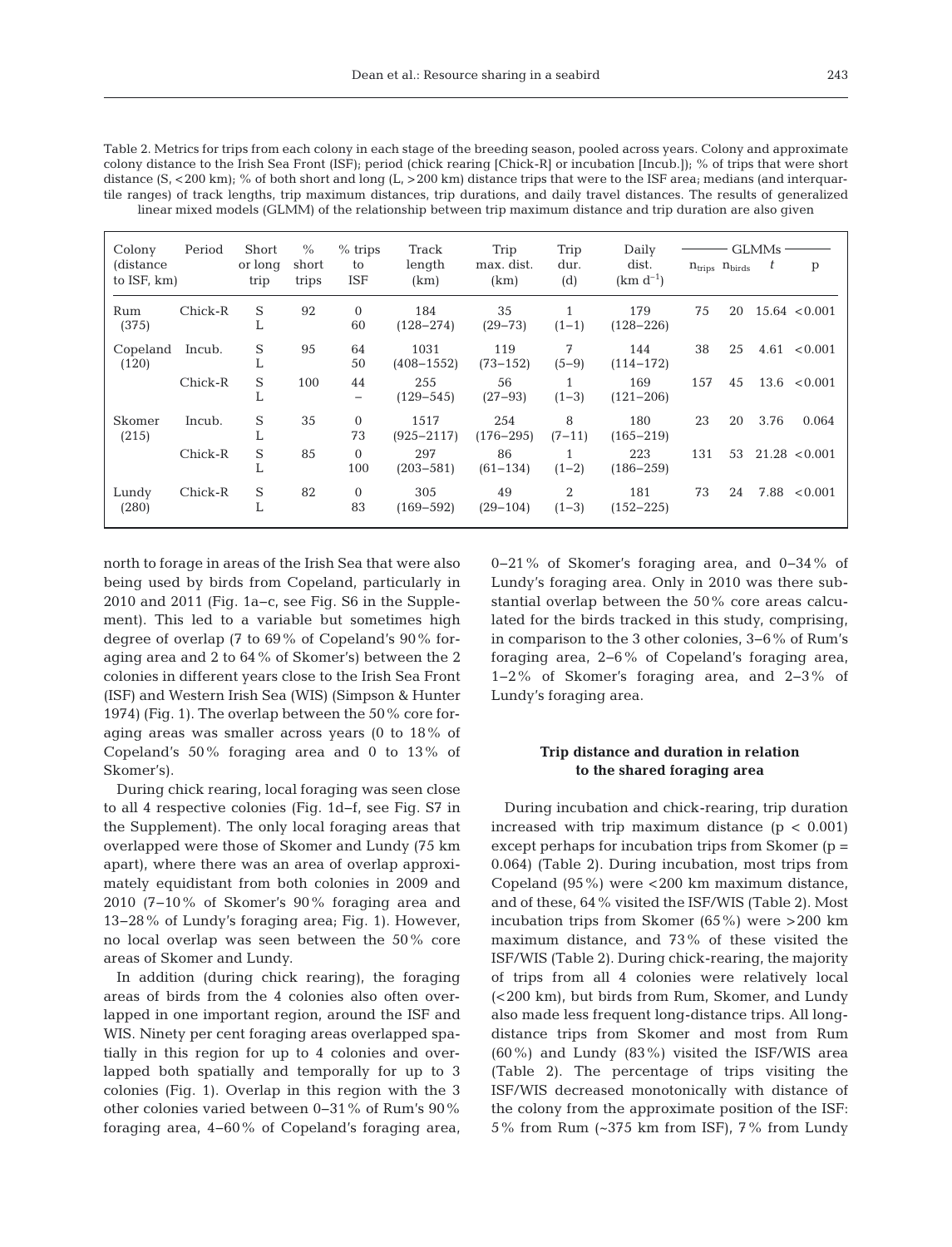Table 2. Metrics for trips from each colony in each stage of the breeding season, pooled across years. Colony and approximate colony distance to the Irish Sea Front (ISF); period (chick rearing [Chick-R] or incubation [Incub.]); % of trips that were short distance (S, <200 km); % of both short and long (L, >200 km) distance trips that were to the ISF area; medians (and interquartile ranges) of track lengths, trip maximum distances, trip durations, and daily travel distances. The results of generalized linear mixed models (GLMM) of the relationship between trip maximum distance and trip duration are also given

| Colony (distance to ISF, km) | Period | Short or long trip | % short trips | % trips to ISF | Track length (km) | Trip max. dist. (km) | Trip dur. (d) | Daily dist. (km $d^{-1}$) | GLMMs $n_{trips}$ | $n_{birds}$ | $t$ | p |
|---|---|---|---|---|---|---|---|---|---|---|---|---|
| Rum (375) | Chick-R | S | 92 | 0 | 184 | 35 | 1 | 179 | 75 | 20 | 15.64 | <0.001 |
| | | L | | 60 | (128–274) | (29–73) | (1–1) | (128–226) | | | | |
| Copeland (120) | Incub. | S | 95 | 64 | 1031 | 119 | 7 | 144 | 38 | 25 | 4.61 | <0.001 |
| | | L | | 50 | (408–1552) | (73–152) | (5–9) | (114–172) | | | | |
| | Chick-R | S | 100 | 44 | 255 | 56 | 1 | 169 | 157 | 45 | 13.6 | <0.001 |
| | | L | | – | (129–545) | (27–93) | (1–3) | (121–206) | | | | |
| Skomer (215) | Incub. | S | 35 | 0 | 1517 | 254 | 8 | 180 | 23 | 20 | 3.76 | 0.064 |
| | | L | | 73 | (925–2117) | (176–295) | (7–11) | (165–219) | | | | |
| | Chick-R | S | 85 | 0 | 297 | 86 | 1 | 223 | 131 | 53 | 21.28 | <0.001 |
| | | L | | 100 | (203–581) | (61–134) | (1–2) | (186–259) | | | | |
| Lundy (280) | Chick-R | S | 82 | 0 | 305 | 49 | 2 | 181 | 73 | 24 | 7.88 | <0.001 |
| | | L | | 83 | (169–592) | (29–104) | (1–3) | (152–225) | | | | |

north to forage in areas of the Irish Sea that were also being used by birds from Copeland, particularly in 2010 and 2011 (Fig. 1a–c, see Fig. S6 in the Supplement). This led to a variable but sometimes high degree of overlap (7 to 69% of Copeland's 90% foraging area and 2 to 64% of Skomer's) between the 2 colonies in different years close to the Irish Sea Front (ISF) and Western Irish Sea (WIS) (Simpson & Hunter 1974) (Fig. 1). The overlap between the 50% core foraging areas was smaller across years (0 to 18% of Copeland's 50% foraging area and 0 to 13% of Skomer's).

During chick rearing, local foraging was seen close to all 4 respective colonies (Fig. 1d–f, see Fig. S7 in the Supplement). The only local foraging areas that overlapped were those of Skomer and Lundy (75 km apart), where there was an area of overlap approximately equidistant from both colonies in 2009 and 2010 (7–10% of Skomer's 90% foraging area and 13–28% of Lundy's foraging area; Fig. 1). However, no local overlap was seen between the 50% core areas of Skomer and Lundy.

In addition (during chick rearing), the foraging areas of birds from the 4 colonies also often overlapped in one important region, around the ISF and WIS. Ninety per cent foraging areas overlapped spatially in this region for up to 4 colonies and overlapped both spatially and temporally for up to 3 colonies (Fig. 1). Overlap in this region with the 3 other colonies varied between 0–31% of Rum's 90% foraging area, 4–60% of Copeland's foraging area, 0–21% of Skomer's foraging area, and 0–34% of Lundy's foraging area. Only in 2010 was there substantial overlap between the 50% core areas calculated for the birds tracked in this study, comprising, in comparison to the 3 other colonies, 3–6% of Rum's foraging area, 2–6% of Copeland's foraging area, 1–2% of Skomer's foraging area, and 2–3% of Lundy's foraging area.

### Trip distance and duration in relation to the shared foraging area

During incubation and chick-rearing, trip duration increased with trip maximum distance ($p < 0.001$) except perhaps for incubation trips from Skomer ($p = 0.064$) (Table 2). During incubation, most trips from Copeland (95%) were <200 km maximum distance, and of these, 64% visited the ISF/WIS (Table 2). Most incubation trips from Skomer (65%) were >200 km maximum distance, and 73% of these visited the ISF/WIS (Table 2). During chick-rearing, the majority of trips from all 4 colonies were relatively local (<200 km), but birds from Rum, Skomer, and Lundy also made less frequent long-distance trips. All long-distance trips from Skomer and most from Rum (60%) and Lundy (83%) visited the ISF/WIS area (Table 2). The percentage of trips visiting the ISF/WIS decreased monotonically with distance of the colony from the approximate position of the ISF: 5% from Rum (~375 km from ISF), 7% from Lundy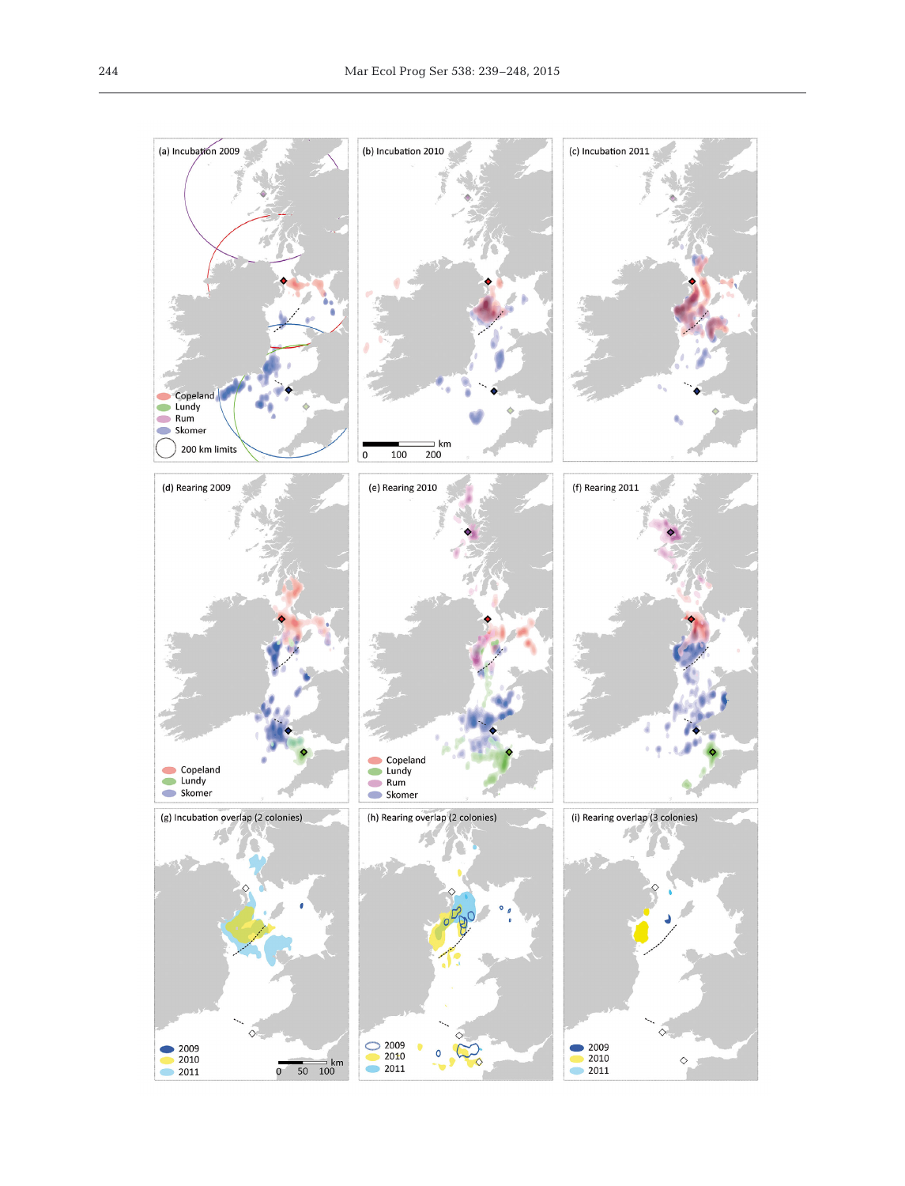(a) Incubation 2009

(b) Incubation 2010

(c) Incubation 2011

Copeland
Lundy
Rum
Skomer
200 km limits

km
0 100 200

(d) Rearing 2009

Copeland
Lundy
Skomer

(e) Rearing 2010

Copeland
Lundy
Rum
Skomer

(f) Rearing 2011

(g) Incubation overlap (2 colonies)

2009
2010
2011

km
0 50 100

(h) Rearing overlap (2 colonies)

2009
2010
2011

(i) Rearing overlap (3 colonies)

2009
2010
2011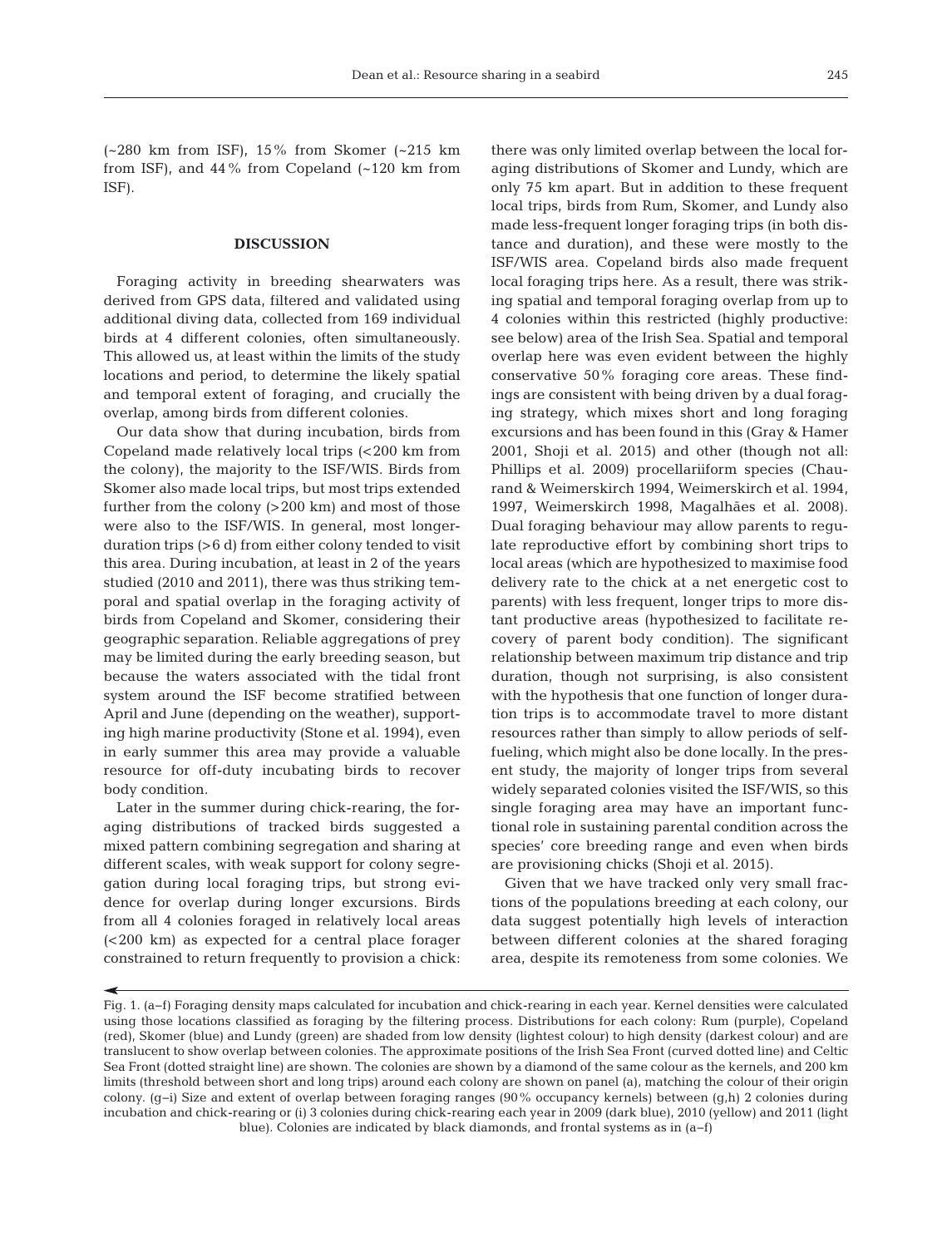(~280 km from ISF), 15% from Skomer (~215 km from ISF), and 44% from Copeland (~120 km from ISF).

## DISCUSSION

Foraging activity in breeding shearwaters was derived from GPS data, filtered and validated using additional diving data, collected from 169 individual birds at 4 different colonies, often simultaneously. This allowed us, at least within the limits of the study locations and period, to determine the likely spatial and temporal extent of foraging, and crucially the overlap, among birds from different colonies.

Our data show that during incubation, birds from Copeland made relatively local trips (<200 km from the colony), the majority to the ISF/WIS. Birds from Skomer also made local trips, but most trips extended further from the colony (>200 km) and most of those were also to the ISF/WIS. In general, most longer-duration trips (>6 d) from either colony tended to visit this area. During incubation, at least in 2 of the years studied (2010 and 2011), there was thus striking temporal and spatial overlap in the foraging activity of birds from Copeland and Skomer, considering their geographic separation. Reliable aggregations of prey may be limited during the early breeding season, but because the waters associated with the tidal front system around the ISF become stratified between April and June (depending on the weather), supporting high marine productivity (Stone et al. 1994), even in early summer this area may provide a valuable resource for off-duty incubating birds to recover body condition.

Later in the summer during chick-rearing, the foraging distributions of tracked birds suggested a mixed pattern combining segregation and sharing at different scales, with weak support for colony segregation during local foraging trips, but strong evidence for overlap during longer excursions. Birds from all 4 colonies foraged in relatively local areas (<200 km) as expected for a central place forager constrained to return frequently to provision a chick: there was only limited overlap between the local foraging distributions of Skomer and Lundy, which are only 75 km apart. But in addition to these frequent local trips, birds from Rum, Skomer, and Lundy also made less-frequent longer foraging trips (in both distance and duration), and these were mostly to the ISF/WIS area. Copeland birds also made frequent local foraging trips here. As a result, there was striking spatial and temporal foraging overlap from up to 4 colonies within this restricted (highly productive: see below) area of the Irish Sea. Spatial and temporal overlap here was even evident between the highly conservative 50% foraging core areas. These findings are consistent with being driven by a dual foraging strategy, which mixes short and long foraging excursions and has been found in this (Gray & Hamer 2001, Shoji et al. 2015) and other (though not all: Phillips et al. 2009) procellariiform species (Chaurand & Weimerskirch 1994, Weimerskirch et al. 1994, 1997, Weimerskirch 1998, Magalhães et al. 2008). Dual foraging behaviour may allow parents to regulate reproductive effort by combining short trips to local areas (which are hypothesized to maximise food delivery rate to the chick at a net energetic cost to parents) with less frequent, longer trips to more distant productive areas (hypothesized to facilitate recovery of parent body condition). The significant relationship between maximum trip distance and trip duration, though not surprising, is also consistent with the hypothesis that one function of longer duration trips is to accommodate travel to more distant resources rather than simply to allow periods of self-fueling, which might also be done locally. In the present study, the majority of longer trips from several widely separated colonies visited the ISF/WIS, so this single foraging area may have an important functional role in sustaining parental condition across the species' core breeding range and even when birds are provisioning chicks (Shoji et al. 2015).

Given that we have tracked only very small fractions of the populations breeding at each colony, our data suggest potentially high levels of interaction between different colonies at the shared foraging area, despite its remoteness from some colonies. We

Fig. 1. (a–f) Foraging density maps calculated for incubation and chick-rearing in each year. Kernel densities were calculated using those locations classified as foraging by the filtering process. Distributions for each colony: Rum (purple), Copeland (red), Skomer (blue) and Lundy (green) are shaded from low density (lightest colour) to high density (darkest colour) and are translucent to show overlap between colonies. The approximate positions of the Irish Sea Front (curved dotted line) and Celtic Sea Front (dotted straight line) are shown. The colonies are shown by a diamond of the same colour as the kernels, and 200 km limits (threshold between short and long trips) around each colony are shown on panel (a), matching the colour of their origin colony. (g–i) Size and extent of overlap between foraging ranges (90% occupancy kernels) between (g,h) 2 colonies during incubation and chick-rearing or (i) 3 colonies during chick-rearing each year in 2009 (dark blue), 2010 (yellow) and 2011 (light blue). Colonies are indicated by black diamonds, and frontal systems as in (a–f)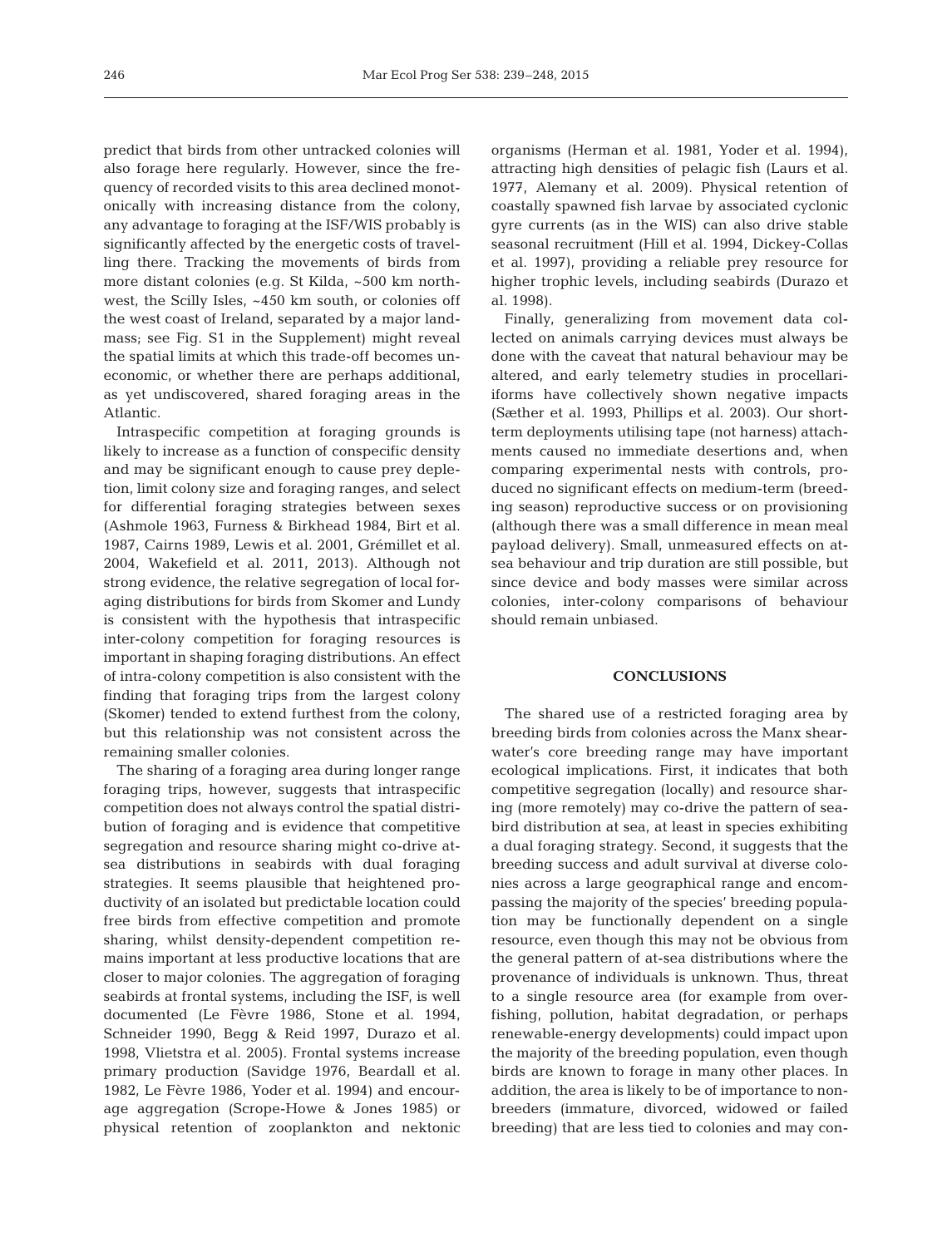predict that birds from other untracked colonies will also forage here regularly. However, since the frequency of recorded visits to this area declined monotonically with increasing distance from the colony, any advantage to foraging at the ISF/WIS probably is significantly affected by the energetic costs of travelling there. Tracking the movements of birds from more distant colonies (e.g. St Kilda, ~500 km northwest, the Scilly Isles, ~450 km south, or colonies off the west coast of Ireland, separated by a major landmass; see Fig. S1 in the Supplement) might reveal the spatial limits at which this trade-off becomes uneconomic, or whether there are perhaps additional, as yet undiscovered, shared foraging areas in the Atlantic.

Intraspecific competition at foraging grounds is likely to increase as a function of conspecific density and may be significant enough to cause prey depletion, limit colony size and foraging ranges, and select for differential foraging strategies between sexes (Ashmole 1963, Furness & Birkhead 1984, Birt et al. 1987, Cairns 1989, Lewis et al. 2001, Grémillet et al. 2004, Wakefield et al. 2011, 2013). Although not strong evidence, the relative segregation of local foraging distributions for birds from Skomer and Lundy is consistent with the hypothesis that intraspecific inter-colony competition for foraging resources is important in shaping foraging distributions. An effect of intra-colony competition is also consistent with the finding that foraging trips from the largest colony (Skomer) tended to extend furthest from the colony, but this relationship was not consistent across the remaining smaller colonies.

The sharing of a foraging area during longer range foraging trips, however, suggests that intraspecific competition does not always control the spatial distribution of foraging and is evidence that competitive segregation and resource sharing might co-drive at-sea distributions in seabirds with dual foraging strategies. It seems plausible that heightened productivity of an isolated but predictable location could free birds from effective competition and promote sharing, whilst density-dependent competition remains important at less productive locations that are closer to major colonies. The aggregation of foraging seabirds at frontal systems, including the ISF, is well documented (Le Fèvre 1986, Stone et al. 1994, Schneider 1990, Begg & Reid 1997, Durazo et al. 1998, Vlietstra et al. 2005). Frontal systems increase primary production (Savidge 1976, Beardall et al. 1982, Le Fèvre 1986, Yoder et al. 1994) and encourage aggregation (Scrope-Howe & Jones 1985) or physical retention of zooplankton and nektonic organisms (Herman et al. 1981, Yoder et al. 1994), attracting high densities of pelagic fish (Laurs et al. 1977, Alemany et al. 2009). Physical retention of coastally spawned fish larvae by associated cyclonic gyre currents (as in the WIS) can also drive stable seasonal recruitment (Hill et al. 1994, Dickey-Collas et al. 1997), providing a reliable prey resource for higher trophic levels, including seabirds (Durazo et al. 1998).

Finally, generalizing from movement data collected on animals carrying devices must always be done with the caveat that natural behaviour may be altered, and early telemetry studies in procellariiforms have collectively shown negative impacts (Sæther et al. 1993, Phillips et al. 2003). Our short-term deployments utilising tape (not harness) attachments caused no immediate desertions and, when comparing experimental nests with controls, produced no significant effects on medium-term (breeding season) reproductive success or on provisioning (although there was a small difference in mean meal payload delivery). Small, unmeasured effects on at-sea behaviour and trip duration are still possible, but since device and body masses were similar across colonies, inter-colony comparisons of behaviour should remain unbiased.

## CONCLUSIONS

The shared use of a restricted foraging area by breeding birds from colonies across the Manx shearwater's core breeding range may have important ecological implications. First, it indicates that both competitive segregation (locally) and resource sharing (more remotely) may co-drive the pattern of seabird distribution at sea, at least in species exhibiting a dual foraging strategy. Second, it suggests that the breeding success and adult survival at diverse colonies across a large geographical range and encompassing the majority of the species' breeding population may be functionally dependent on a single resource, even though this may not be obvious from the general pattern of at-sea distributions where the provenance of individuals is unknown. Thus, threat to a single resource area (for example from overfishing, pollution, habitat degradation, or perhaps renewable-energy developments) could impact upon the majority of the breeding population, even though birds are known to forage in many other places. In addition, the area is likely to be of importance to non-breeders (immature, divorced, widowed or failed breeding) that are less tied to colonies and may con-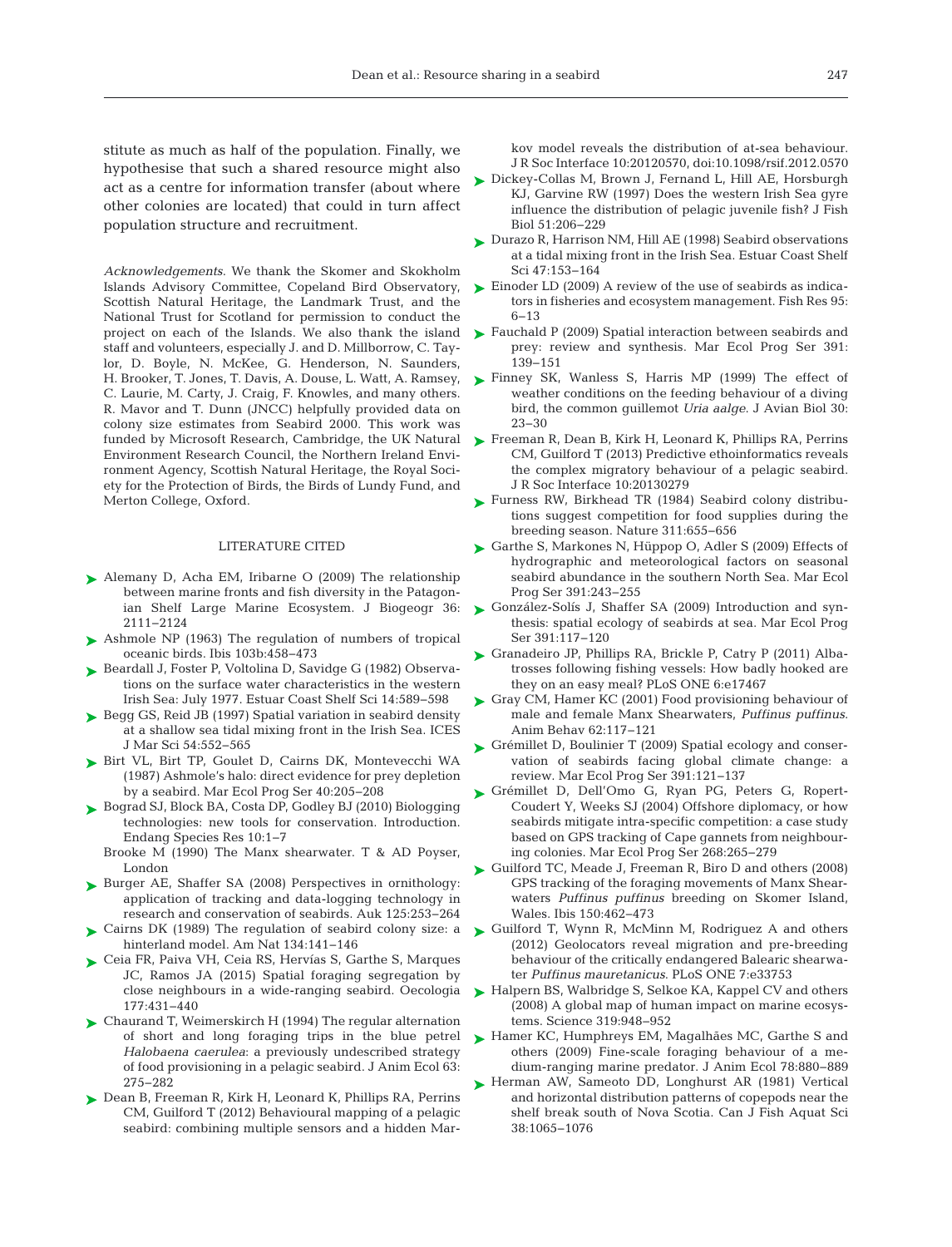stitute as much as half of the population. Finally, we hypothesise that such a shared resource might also act as a centre for information transfer (about where other colonies are located) that could in turn affect population structure and recruitment.

*Acknowledgements*. We thank the Skomer and Skokholm Islands Advisory Committee, Copeland Bird Observatory, Scottish Natural Heritage, the Landmark Trust, and the National Trust for Scotland for permission to conduct the project on each of the Islands. We also thank the island staff and volunteers, especially J. and D. Millborrow, C. Taylor, D. Boyle, N. McKee, G. Henderson, N. Saunders, H. Brooker, T. Jones, T. Davis, A. Douse, L. Watt, A. Ramsey, C. Laurie, M. Carty, J. Craig, F. Knowles, and many others. R. Mavor and T. Dunn (JNCC) helpfully provided data on colony size estimates from Seabird 2000. This work was funded by Microsoft Research, Cambridge, the UK Natural Environment Research Council, the Northern Ireland Environment Agency, Scottish Natural Heritage, the Royal Society for the Protection of Birds, the Birds of Lundy Fund, and Merton College, Oxford.

## LITERATURE CITED

- Alemany D, Acha EM, Iribarne O (2009) The relationship between marine fronts and fish diversity in the Patagonian Shelf Large Marine Ecosystem. J Biogeogr 36: 2111−2124
- Ashmole NP (1963) The regulation of numbers of tropical oceanic birds. Ibis 103b:458−473
- Beardall J, Foster P, Voltolina D, Savidge G (1982) Observations on the surface water characteristics in the western Irish Sea: July 1977. Estuar Coast Shelf Sci 14:589−598
- Begg GS, Reid JB (1997) Spatial variation in seabird density at a shallow sea tidal mixing front in the Irish Sea. ICES J Mar Sci 54:552−565
- Birt VL, Birt TP, Goulet D, Cairns DK, Montevecchi WA (1987) Ashmole's halo: direct evidence for prey depletion by a seabird. Mar Ecol Prog Ser 40:205−208
- Bograd SJ, Block BA, Costa DP, Godley BJ (2010) Biologging technologies: new tools for conservation. Introduction. Endang Species Res 10:1−7
- Brooke M (1990) The Manx shearwater. T & AD Poyser, London
- Burger AE, Shaffer SA (2008) Perspectives in ornithology: application of tracking and data-logging technology in research and conservation of seabirds. Auk 125:253−264
- Cairns DK (1989) The regulation of seabird colony size: a hinterland model. Am Nat 134:141−146
- Ceia FR, Paiva VH, Ceia RS, Hervías S, Garthe S, Marques JC, Ramos JA (2015) Spatial foraging segregation by close neighbours in a wide-ranging seabird. Oecologia 177:431−440
- Chaurand T, Weimerskirch H (1994) The regular alternation of short and long foraging trips in the blue petrel *Halobaena caerulea*: a previously undescribed strategy of food provisioning in a pelagic seabird. J Anim Ecol 63: 275−282
- Dean B, Freeman R, Kirk H, Leonard K, Phillips RA, Perrins CM, Guilford T (2012) Behavioural mapping of a pelagic seabird: combining multiple sensors and a hidden Markov model reveals the distribution of at-sea behaviour. J R Soc Interface 10:20120570, doi:10.1098/rsif.2012.0570
- Dickey-Collas M, Brown J, Fernand L, Hill AE, Horsburgh KJ, Garvine RW (1997) Does the western Irish Sea gyre influence the distribution of pelagic juvenile fish? J Fish Biol 51:206−229
- Durazo R, Harrison NM, Hill AE (1998) Seabird observations at a tidal mixing front in the Irish Sea. Estuar Coast Shelf Sci 47:153−164
- Einoder LD (2009) A review of the use of seabirds as indicators in fisheries and ecosystem management. Fish Res 95: 6−13
- Fauchald P (2009) Spatial interaction between seabirds and prey: review and synthesis. Mar Ecol Prog Ser 391: 139−151
- Finney SK, Wanless S, Harris MP (1999) The effect of weather conditions on the feeding behaviour of a diving bird, the common guillemot *Uria aalge*. J Avian Biol 30: 23−30
- Freeman R, Dean B, Kirk H, Leonard K, Phillips RA, Perrins CM, Guilford T (2013) Predictive ethoinformatics reveals the complex migratory behaviour of a pelagic seabird. J R Soc Interface 10:20130279
- Furness RW, Birkhead TR (1984) Seabird colony distributions suggest competition for food supplies during the breeding season. Nature 311:655−656
- Garthe S, Markones N, Hüppop O, Adler S (2009) Effects of hydrographic and meteorological factors on seasonal seabird abundance in the southern North Sea. Mar Ecol Prog Ser 391:243−255
- González-Solís J, Shaffer SA (2009) Introduction and synthesis: spatial ecology of seabirds at sea. Mar Ecol Prog Ser 391:117−120
- Granadeiro JP, Phillips RA, Brickle P, Catry P (2011) Albatrosses following fishing vessels: How badly hooked are they on an easy meal? PLoS ONE 6:e17467
- Gray CM, Hamer KC (2001) Food provisioning behaviour of male and female Manx Shearwaters, *Puffinus puffinus*. Anim Behav 62:117−121
- Grémillet D, Boulinier T (2009) Spatial ecology and conservation of seabirds facing global climate change: a review. Mar Ecol Prog Ser 391:121−137
- Grémillet D, Dell'Omo G, Ryan PG, Peters G, Ropert-Coudert Y, Weeks SJ (2004) Offshore diplomacy, or how seabirds mitigate intra-specific competition: a case study based on GPS tracking of Cape gannets from neighbouring colonies. Mar Ecol Prog Ser 268:265−279
- Guilford TC, Meade J, Freeman R, Biro D and others (2008) GPS tracking of the foraging movements of Manx Shearwaters *Puffinus puffinus* breeding on Skomer Island, Wales. Ibis 150:462−473
- Guilford T, Wynn R, McMinn M, Rodriguez A and others (2012) Geolocators reveal migration and pre-breeding behaviour of the critically endangered Balearic shearwater *Puffinus mauretanicus*. PLoS ONE 7:e33753
- Halpern BS, Walbridge S, Selkoe KA, Kappel CV and others (2008) A global map of human impact on marine ecosystems. Science 319:948−952
- Hamer KC, Humphreys EM, Magalhães MC, Garthe S and others (2009) Fine-scale foraging behaviour of a medium-ranging marine predator. J Anim Ecol 78:880−889
- Herman AW, Sameoto DD, Longhurst AR (1981) Vertical and horizontal distribution patterns of copepods near the shelf break south of Nova Scotia. Can J Fish Aquat Sci 38:1065−1076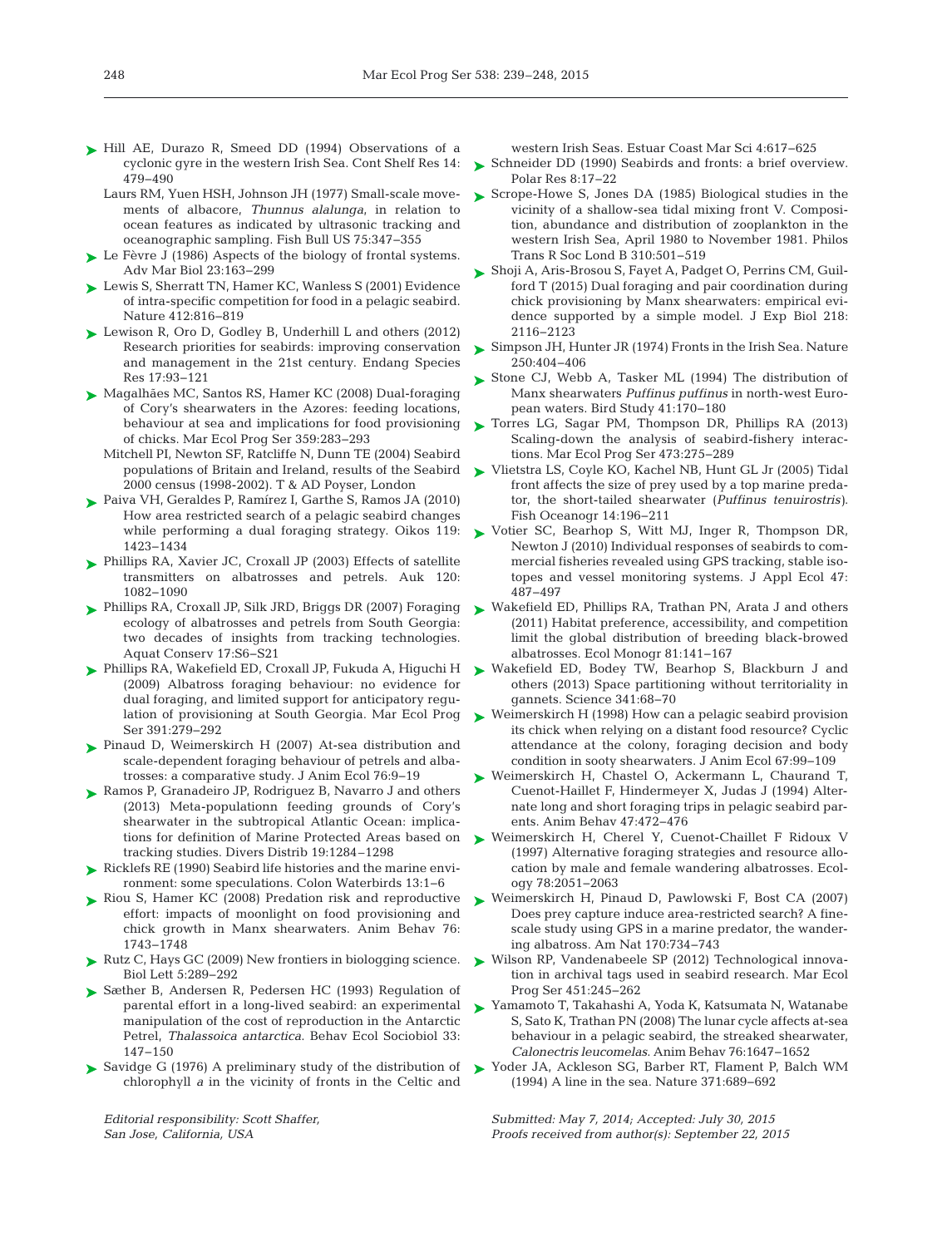Hill AE, Durazo R, Smeed DD (1994) Observations of a cyclonic gyre in the western Irish Sea. Cont Shelf Res 14: 479–490

Laurs RM, Yuen HSH, Johnson JH (1977) Small-scale movements of albacore, *Thunnus alalunga*, in relation to ocean features as indicated by ultrasonic tracking and oceanographic sampling. Fish Bull US 75:347–355

Le Fèvre J (1986) Aspects of the biology of frontal systems. Adv Mar Biol 23:163–299

Lewis S, Sherratt TN, Hamer KC, Wanless S (2001) Evidence of intra-specific competition for food in a pelagic seabird. Nature 412:816–819

Lewison R, Oro D, Godley B, Underhill L and others (2012) Research priorities for seabirds: improving conservation and management in the 21st century. Endang Species Res 17:93–121

Magalhães MC, Santos RS, Hamer KC (2008) Dual-foraging of Cory's shearwaters in the Azores: feeding locations, behaviour at sea and implications for food provisioning of chicks. Mar Ecol Prog Ser 359:283–293

Mitchell PI, Newton SF, Ratcliffe N, Dunn TE (2004) Seabird populations of Britain and Ireland, results of the Seabird 2000 census (1998-2002). T & AD Poyser, London

Paiva VH, Geraldes P, Ramírez I, Garthe S, Ramos JA (2010) How area restricted search of a pelagic seabird changes while performing a dual foraging strategy. Oikos 119: 1423–1434

Phillips RA, Xavier JC, Croxall JP (2003) Effects of satellite transmitters on albatrosses and petrels. Auk 120: 1082–1090

Phillips RA, Croxall JP, Silk JRD, Briggs DR (2007) Foraging ecology of albatrosses and petrels from South Georgia: two decades of insights from tracking technologies. Aquat Conserv 17:S6–S21

Phillips RA, Wakefield ED, Croxall JP, Fukuda A, Higuchi H (2009) Albatross foraging behaviour: no evidence for dual foraging, and limited support for anticipatory regulation of provisioning at South Georgia. Mar Ecol Prog Ser 391:279–292

Pinaud D, Weimerskirch H (2007) At-sea distribution and scale-dependent foraging behaviour of petrels and albatrosses: a comparative study. J Anim Ecol 76:9–19

Ramos P, Granadeiro JP, Rodriguez B, Navarro J and others (2013) Meta-populationn feeding grounds of Cory's shearwater in the subtropical Atlantic Ocean: implications for definition of Marine Protected Areas based on tracking studies. Divers Distrib 19:1284–1298

Ricklefs RE (1990) Seabird life histories and the marine environment: some speculations. Colon Waterbirds 13:1–6

Riou S, Hamer KC (2008) Predation risk and reproductive effort: impacts of moonlight on food provisioning and chick growth in Manx shearwaters. Anim Behav 76: 1743–1748

Rutz C, Hays GC (2009) New frontiers in biologging science. Biol Lett 5:289–292

Sæther B, Andersen R, Pedersen HC (1993) Regulation of parental effort in a long-lived seabird: an experimental manipulation of the cost of reproduction in the Antarctic Petrel, *Thalassoica antarctica*. Behav Ecol Sociobiol 33: 147–150

Savidge G (1976) A preliminary study of the distribution of chlorophyll *a* in the vicinity of fronts in the Celtic and western Irish Seas. Estuar Coast Mar Sci 4:617–625

Schneider DD (1990) Seabirds and fronts: a brief overview. Polar Res 8:17–22

Scrope-Howe S, Jones DA (1985) Biological studies in the vicinity of a shallow-sea tidal mixing front V. Composition, abundance and distribution of zooplankton in the western Irish Sea, April 1980 to November 1981. Philos Trans R Soc Lond B 310:501–519

Shoji A, Aris-Brosou S, Fayet A, Padget O, Perrins CM, Guilford T (2015) Dual foraging and pair coordination during chick provisioning by Manx shearwaters: empirical evidence supported by a simple model. J Exp Biol 218: 2116–2123

Simpson JH, Hunter JR (1974) Fronts in the Irish Sea. Nature 250:404–406

Stone CJ, Webb A, Tasker ML (1994) The distribution of Manx shearwaters *Puffinus puffinus* in north-west European waters. Bird Study 41:170–180

Torres LG, Sagar PM, Thompson DR, Phillips RA (2013) Scaling-down the analysis of seabird-fishery interactions. Mar Ecol Prog Ser 473:275–289

Vlietstra LS, Coyle KO, Kachel NB, Hunt GL Jr (2005) Tidal front affects the size of prey used by a top marine predator, the short-tailed shearwater (*Puffinus tenuirostris*). Fish Oceanogr 14:196–211

Votier SC, Bearhop S, Witt MJ, Inger R, Thompson DR, Newton J (2010) Individual responses of seabirds to commercial fisheries revealed using GPS tracking, stable isotopes and vessel monitoring systems. J Appl Ecol 47: 487–497

Wakefield ED, Phillips RA, Trathan PN, Arata J and others (2011) Habitat preference, accessibility, and competition limit the global distribution of breeding black-browed albatrosses. Ecol Monogr 81:141–167

Wakefield ED, Bodey TW, Bearhop S, Blackburn J and others (2013) Space partitioning without territoriality in gannets. Science 341:68–70

Weimerskirch H (1998) How can a pelagic seabird provision its chick when relying on a distant food resource? Cyclic attendance at the colony, foraging decision and body condition in sooty shearwaters. J Anim Ecol 67:99–109

Weimerskirch H, Chastel O, Ackermann L, Chaurand T, Cuenot-Haillet F, Hindermeyer X, Judas J (1994) Alternate long and short foraging trips in pelagic seabird parents. Anim Behav 47:472–476

Weimerskirch H, Cherel Y, Cuenot-Chaillet F Ridoux V (1997) Alternative foraging strategies and resource allocation by male and female wandering albatrosses. Ecology 78:2051–2063

Weimerskirch H, Pinaud D, Pawlowski F, Bost CA (2007) Does prey capture induce area-restricted search? A fine-scale study using GPS in a marine predator, the wandering albatross. Am Nat 170:734–743

Wilson RP, Vandenabeele SP (2012) Technological innovation in archival tags used in seabird research. Mar Ecol Prog Ser 451:245–262

Yamamoto T, Takahashi A, Yoda K, Katsumata N, Watanabe S, Sato K, Trathan PN (2008) The lunar cycle affects at-sea behaviour in a pelagic seabird, the streaked shearwater, *Calonectris leucomelas*. Anim Behav 76:1647–1652

Yoder JA, Ackleson SG, Barber RT, Flament P, Balch WM (1994) A line in the sea. Nature 371:689–692

*Editorial responsibility: Scott Shaffer, San Jose, California, USA*

*Submitted: May 7, 2014; Accepted: July 30, 2015*
*Proofs received from author(s): September 22, 2015*